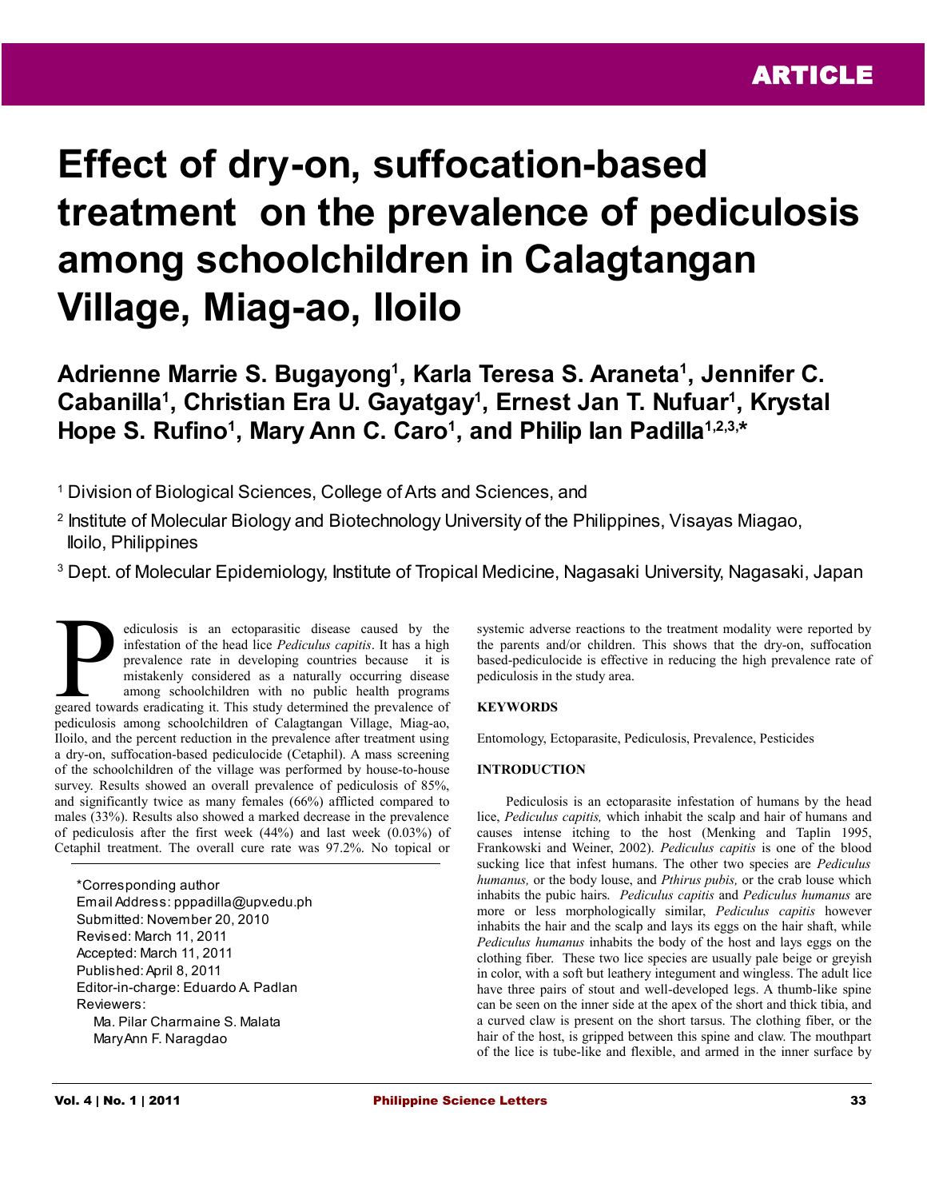ARTICLE

# Effect of dry-on, suffocation-based treatment on the prevalence of pediculosis among schoolchildren in Calagtangan Village, Miag-ao, Iloilo

**Adrienne Marrie S. Bugayong[1], Karla Teresa S. Araneta[1], Jennifer C. Cabanilla[1], Christian Era U. Gayatgay[1], Ernest Jan T. Nufuar[1], Krystal Hope S. Rufino[1], Mary Ann C. Caro[1], and Philip Ian Padilla[1,2,3,*]**

[1] Division of Biological Sciences, College of Arts and Sciences, and

[2] Institute of Molecular Biology and Biotechnology University of the Philippines, Visayas Miagao, Iloilo, Philippines

[3] Dept. of Molecular Epidemiology, Institute of Tropical Medicine, Nagasaki University, Nagasaki, Japan

Pediculosis is an ectoparasitic disease caused by the infestation of the head lice *Pediculus capitis*. It has a high prevalence rate in developing countries because it is mistakenly considered as a naturally occurring disease among schoolchildren with no public health programs geared towards eradicating it. This study determined the prevalence of pediculosis among schoolchildren of Calagtangan Village, Miag-ao, Iloilo, and the percent reduction in the prevalence after treatment using a dry-on, suffocation-based pediculocide (Cetaphil). A mass screening of the schoolchildren of the village was performed by house-to-house survey. Results showed an overall prevalence of pediculosis of 85%, and significantly twice as many females (66%) afflicted compared to males (33%). Results also showed a marked decrease in the prevalence of pediculosis after the first week (44%) and last week (0.03%) of Cetaphil treatment. The overall cure rate was 97.2%. No topical or systemic adverse reactions to the treatment modality were reported by the parents and/or children. This shows that the dry-on, suffocation based-pediculocide is effective in reducing the high prevalence rate of pediculosis in the study area.

*Corresponding author
Email Address: pppadilla@upv.edu.ph
Submitted: November 20, 2010
Revised: March 11, 2011
Accepted: March 11, 2011
Published: April 8, 2011
Editor-in-charge: Eduardo A. Padlan
Reviewers:
Ma. Pilar Charmaine S. Malata
Mary Ann F. Naragdao

## KEYWORDS

Entomology, Ectoparasite, Pediculosis, Prevalence, Pesticides

## INTRODUCTION

Pediculosis is an ectoparasite infestation of humans by the head lice, *Pediculus capitis,* which inhabit the scalp and hair of humans and causes intense itching to the host (Menking and Taplin 1995, Frankowski and Weiner, 2002). *Pediculus capitis* is one of the blood sucking lice that infest humans. The other two species are *Pediculus humanus,* or the body louse, and *Pthirus pubis,* or the crab louse which inhabits the pubic hairs. *Pediculus capitis* and *Pediculus humanus* are more or less morphologically similar, *Pediculus capitis* however inhabits the hair and the scalp and lays its eggs on the hair shaft, while *Pediculus humanus* inhabits the body of the host and lays eggs on the clothing fiber. These two lice species are usually pale beige or greyish in color, with a soft but leathery integument and wingless. The adult lice have three pairs of stout and well-developed legs. A thumb-like spine can be seen on the inner side at the apex of the short and thick tibia, and a curved claw is present on the short tarsus. The clothing fiber, or the hair of the host, is gripped between this spine and claw. The mouthpart of the lice is tube-like and flexible, and armed in the inner surface by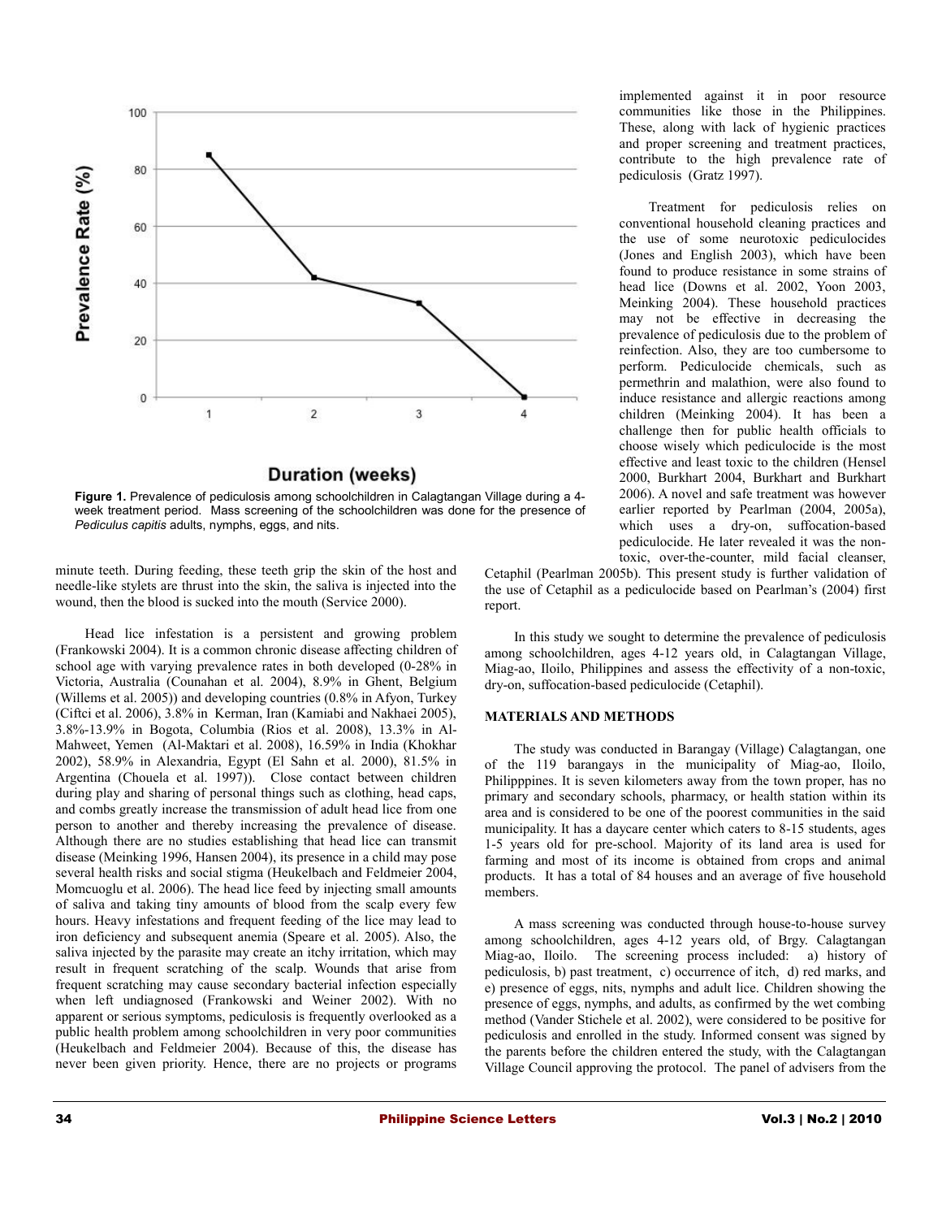**Figure 1.** Prevalence of pediculosis among schoolchildren in Calagtangan Village during a 4-week treatment period. Mass screening of the schoolchildren was done for the presence of *Pediculus capitis* adults, nymphs, eggs, and nits.

minute teeth. During feeding, these teeth grip the skin of the host and needle-like stylets are thrust into the skin, the saliva is injected into the wound, then the blood is sucked into the mouth (Service 2000).

Head lice infestation is a persistent and growing problem (Frankowski 2004). It is a common chronic disease affecting children of school age with varying prevalence rates in both developed (0-28% in Victoria, Australia (Counahan et al. 2004), 8.9% in Ghent, Belgium (Willems et al. 2005)) and developing countries (0.8% in Afyon, Turkey (Ciftci et al. 2006), 3.8% in Kerman, Iran (Kamiabi and Nakhaei 2005), 3.8%-13.9% in Bogota, Columbia (Rios et al. 2008), 13.3% in Al-Mahweet, Yemen (Al-Maktari et al. 2008), 16.59% in India (Khokhar 2002), 58.9% in Alexandria, Egypt (El Sahn et al. 2000), 81.5% in Argentina (Chouela et al. 1997)). Close contact between children during play and sharing of personal things such as clothing, head caps, and combs greatly increase the transmission of adult head lice from one person to another and thereby increasing the prevalence of disease. Although there are no studies establishing that head lice can transmit disease (Meinking 1996, Hansen 2004), its presence in a child may pose several health risks and social stigma (Heukelbach and Feldmeier 2004, Momcuoglu et al. 2006). The head lice feed by injecting small amounts of saliva and taking tiny amounts of blood from the scalp every few hours. Heavy infestations and frequent feeding of the lice may lead to iron deficiency and subsequent anemia (Speare et al. 2005). Also, the saliva injected by the parasite may create an itchy irritation, which may result in frequent scratching of the scalp. Wounds that arise from frequent scratching may cause secondary bacterial infection especially when left undiagnosed (Frankowski and Weiner 2002). With no apparent or serious symptoms, pediculosis is frequently overlooked as a public health problem among schoolchildren in very poor communities (Heukelbach and Feldmeier 2004). Because of this, the disease has never been given priority. Hence, there are no projects or programs implemented against it in poor resource communities like those in the Philippines. These, along with lack of hygienic practices and proper screening and treatment practices, contribute to the high prevalence rate of pediculosis (Gratz 1997).

Treatment for pediculosis relies on conventional household cleaning practices and the use of some neurotoxic pediculocides (Jones and English 2003), which have been found to produce resistance in some strains of head lice (Downs et al. 2002, Yoon 2003, Meinking 2004). These household practices may not be effective in decreasing the prevalence of pediculosis due to the problem of reinfection. Also, they are too cumbersome to perform. Pediculocide chemicals, such as permethrin and malathion, were also found to induce resistance and allergic reactions among children (Meinking 2004). It has been a challenge then for public health officials to choose wisely which pediculocide is the most effective and least toxic to the children (Hensel 2000, Burkhart 2004, Burkhart and Burkhart 2006). A novel and safe treatment was however earlier reported by Pearlman (2004, 2005a), which uses a dry-on, suffocation-based pediculocide. He later revealed it was the non-toxic, over-the-counter, mild facial cleanser, Cetaphil (Pearlman 2005b). This present study is further validation of the use of Cetaphil as a pediculocide based on Pearlman's (2004) first report.

In this study we sought to determine the prevalence of pediculosis among schoolchildren, ages 4-12 years old, in Calagtangan Village, Miag-ao, Iloilo, Philippines and assess the effectivity of a non-toxic, dry-on, suffocation-based pediculocide (Cetaphil).

## MATERIALS AND METHODS

The study was conducted in Barangay (Village) Calagtangan, one of the 119 barangays in the municipality of Miag-ao, Iloilo, Philipppines. It is seven kilometers away from the town proper, has no primary and secondary schools, pharmacy, or health station within its area and is considered to be one of the poorest communities in the said municipality. It has a daycare center which caters to 8-15 students, ages 1-5 years old for pre-school. Majority of its land area is used for farming and most of its income is obtained from crops and animal products. It has a total of 84 houses and an average of five household members.

A mass screening was conducted through house-to-house survey among schoolchildren, ages 4-12 years old, of Brgy. Calagtangan Miag-ao, Iloilo. The screening process included: a) history of pediculosis, b) past treatment, c) occurrence of itch, d) red marks, and e) presence of eggs, nits, nymphs and adult lice. Children showing the presence of eggs, nymphs, and adults, as confirmed by the wet combing method (Vander Stichele et al. 2002), were considered to be positive for pediculosis and enrolled in the study. Informed consent was signed by the parents before the children entered the study, with the Calagtangan Village Council approving the protocol. The panel of advisers from the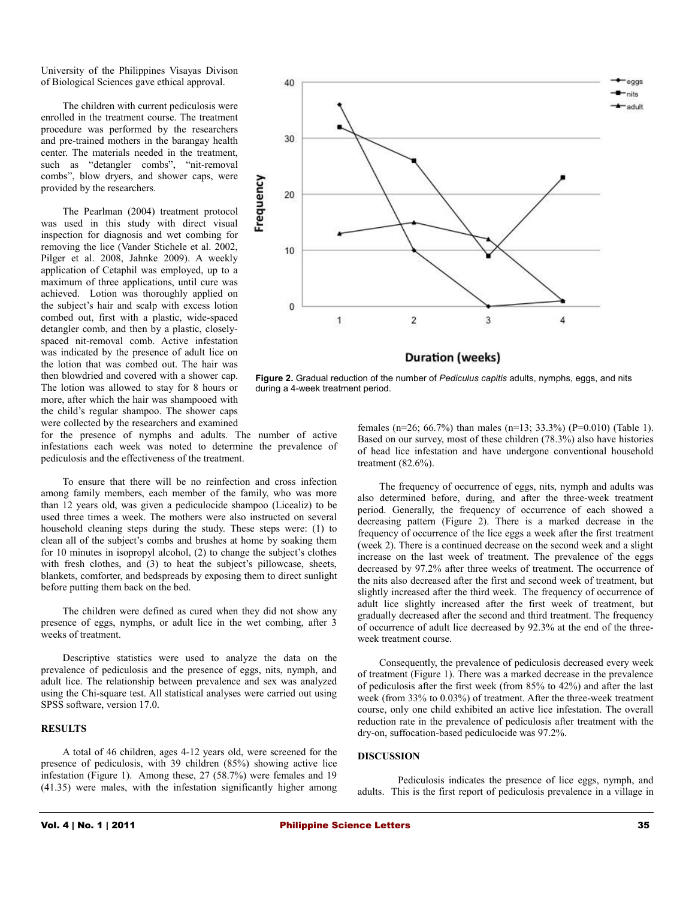University of the Philippines Visayas Divison of Biological Sciences gave ethical approval.

The children with current pediculosis were enrolled in the treatment course. The treatment procedure was performed by the researchers and pre-trained mothers in the barangay health center. The materials needed in the treatment, such as "detangler combs", "nit-removal combs", blow dryers, and shower caps, were provided by the researchers.

The Pearlman (2004) treatment protocol was used in this study with direct visual inspection for diagnosis and wet combing for removing the lice (Vander Stichele et al. 2002, Pilger et al. 2008, Jahnke 2009). A weekly application of Cetaphil was employed, up to a maximum of three applications, until cure was achieved. Lotion was thoroughly applied on the subject's hair and scalp with excess lotion combed out, first with a plastic, wide-spaced detangler comb, and then by a plastic, closely-spaced nit-removal comb. Active infestation was indicated by the presence of adult lice on the lotion that was combed out. The hair was then blowdried and covered with a shower cap. The lotion was allowed to stay for 8 hours or more, after which the hair was shampooed with the child's regular shampoo. The shower caps were collected by the researchers and examined for the presence of nymphs and adults. The number of active infestations each week was noted to determine the prevalence of pediculosis and the effectiveness of the treatment.

To ensure that there will be no reinfection and cross infection among family members, each member of the family, who was more than 12 years old, was given a pediculocide shampoo (Licealiz) to be used three times a week. The mothers were also instructed on several household cleaning steps during the study. These steps were: (1) to clean all of the subject's combs and brushes at home by soaking them for 10 minutes in isopropyl alcohol, (2) to change the subject's clothes with fresh clothes, and (3) to heat the subject's pillowcase, sheets, blankets, comforter, and bedspreads by exposing them to direct sunlight before putting them back on the bed.

The children were defined as cured when they did not show any presence of eggs, nymphs, or adult lice in the wet combing, after 3 weeks of treatment.

Descriptive statistics were used to analyze the data on the prevalence of pediculosis and the presence of eggs, nits, nymph, and adult lice. The relationship between prevalence and sex was analyzed using the Chi-square test. All statistical analyses were carried out using SPSS software, version 17.0.

**Figure 2.** Gradual reduction of the number of *Pediculus capitis* adults, nymphs, eggs, and nits during a 4-week treatment period.

## RESULTS

A total of 46 children, ages 4-12 years old, were screened for the presence of pediculosis, with 39 children (85%) showing active lice infestation (Figure 1). Among these, 27 (58.7%) were females and 19 (41.35) were males, with the infestation significantly higher among females (n=26; 66.7%) than males (n=13; 33.3%) (P=0.010) (Table 1). Based on our survey, most of these children (78.3%) also have histories of head lice infestation and have undergone conventional household treatment (82.6%).

The frequency of occurrence of eggs, nits, nymph and adults was also determined before, during, and after the three-week treatment period. Generally, the frequency of occurrence of each showed a decreasing pattern (Figure 2). There is a marked decrease in the frequency of occurrence of the lice eggs a week after the first treatment (week 2). There is a continued decrease on the second week and a slight increase on the last week of treatment. The prevalence of the eggs decreased by 97.2% after three weeks of treatment. The occurrence of the nits also decreased after the first and second week of treatment, but slightly increased after the third week. The frequency of occurrence of adult lice slightly increased after the first week of treatment, but gradually decreased after the second and third treatment. The frequency of occurrence of adult lice decreased by 92.3% at the end of the three-week treatment course.

Consequently, the prevalence of pediculosis decreased every week of treatment (Figure 1). There was a marked decrease in the prevalence of pediculosis after the first week (from 85% to 42%) and after the last week (from 33% to 0.03%) of treatment. After the three-week treatment course, only one child exhibited an active lice infestation. The overall reduction rate in the prevalence of pediculosis after treatment with the dry-on, suffocation-based pediculocide was 97.2%.

## DISCUSSION

Pediculosis indicates the presence of lice eggs, nymph, and adults. This is the first report of pediculosis prevalence in a village in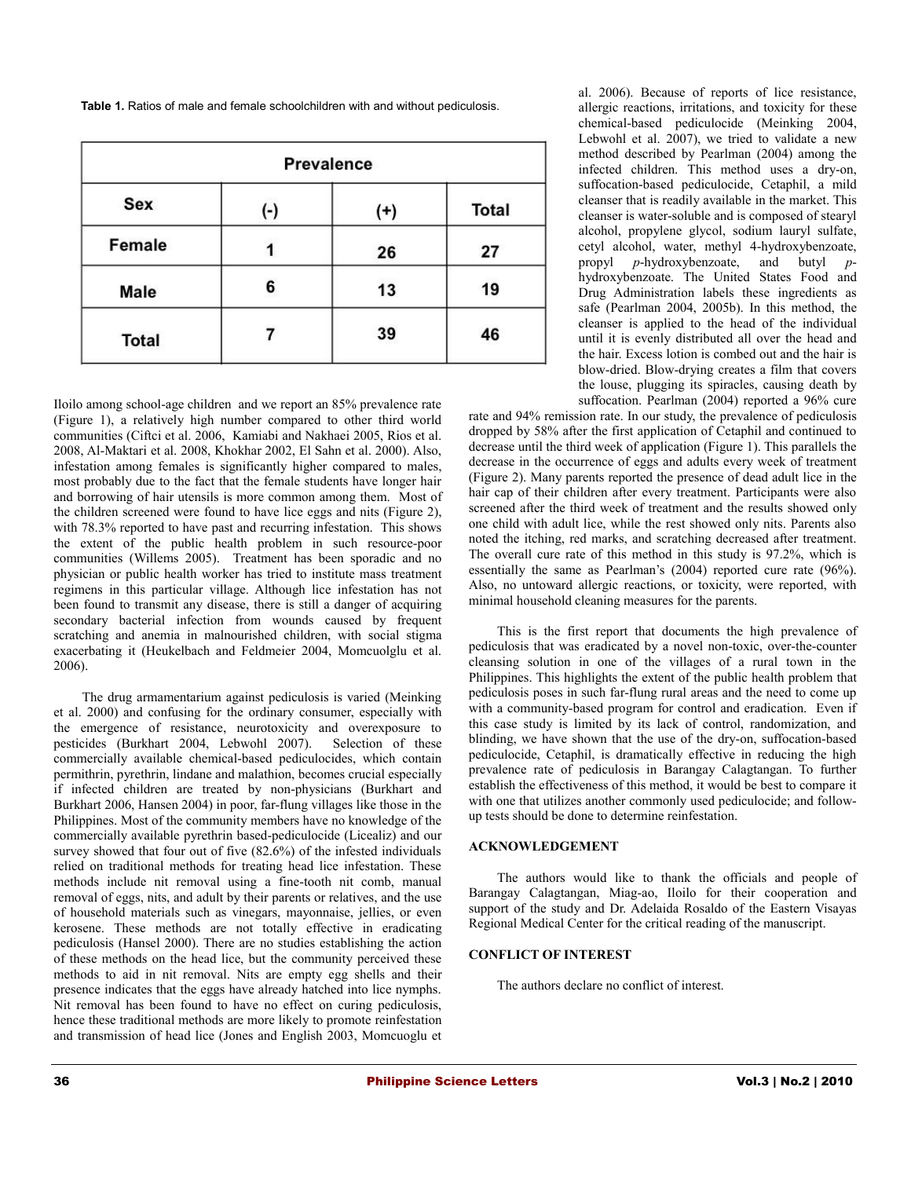**Table 1.** Ratios of male and female schoolchildren with and without pediculosis.

| Sex | Prevalence (-) | (+) | Total |
|---|---|---|---|
| Female | 1 | 26 | 27 |
| Male | 6 | 13 | 19 |
| Total | 7 | 39 | 46 |

Iloilo among school-age children and we report an 85% prevalence rate (Figure 1), a relatively high number compared to other third world communities (Ciftci et al. 2006, Kamiabi and Nakhaei 2005, Rios et al. 2008, Al-Maktari et al. 2008, Khokhar 2002, El Sahn et al. 2000). Also, infestation among females is significantly higher compared to males, most probably due to the fact that the female students have longer hair and borrowing of hair utensils is more common among them. Most of the children screened were found to have lice eggs and nits (Figure 2), with 78.3% reported to have past and recurring infestation. This shows the extent of the public health problem in such resource-poor communities (Willems 2005). Treatment has been sporadic and no physician or public health worker has tried to institute mass treatment regimens in this particular village. Although lice infestation has not been found to transmit any disease, there is still a danger of acquiring secondary bacterial infection from wounds caused by frequent scratching and anemia in malnourished children, with social stigma exacerbating it (Heukelbach and Feldmeier 2004, Momcuolglu et al. 2006).

The drug armamentarium against pediculosis is varied (Meinking et al. 2000) and confusing for the ordinary consumer, especially with the emergence of resistance, neurotoxicity and overexposure to pesticides (Burkhart 2004, Lebwohl 2007). Selection of these commercially available chemical-based pediculocides, which contain permithrin, pyrethrin, lindane and malathion, becomes crucial especially if infected children are treated by non-physicians (Burkhart and Burkhart 2006, Hansen 2004) in poor, far-flung villages like those in the Philippines. Most of the community members have no knowledge of the commercially available pyrethrin based-pediculocide (Licealiz) and our survey showed that four out of five (82.6%) of the infested individuals relied on traditional methods for treating head lice infestation. These methods include nit removal using a fine-tooth nit comb, manual removal of eggs, nits, and adult by their parents or relatives, and the use of household materials such as vinegars, mayonnaise, jellies, or even kerosene. These methods are not totally effective in eradicating pediculosis (Hansel 2000). There are no studies establishing the action of these methods on the head lice, but the community perceived these methods to aid in nit removal. Nits are empty egg shells and their presence indicates that the eggs have already hatched into lice nymphs. Nit removal has been found to have no effect on curing pediculosis, hence these traditional methods are more likely to promote reinfestation and transmission of head lice (Jones and English 2003, Momcuoglu et al. 2006). Because of reports of lice resistance, allergic reactions, irritations, and toxicity for these chemical-based pediculocide (Meinking 2004, Lebwohl et al. 2007), we tried to validate a new method described by Pearlman (2004) among the infected children. This method uses a dry-on, suffocation-based pediculocide, Cetaphil, a mild cleanser that is readily available in the market. This cleanser is water-soluble and is composed of stearyl alcohol, propylene glycol, sodium lauryl sulfate, cetyl alcohol, water, methyl 4-hydroxybenzoate, propyl *p*-hydroxybenzoate, and butyl *p*-hydroxybenzoate. The United States Food and Drug Administration labels these ingredients as safe (Pearlman 2004, 2005b). In this method, the cleanser is applied to the head of the individual until it is evenly distributed all over the head and the hair. Excess lotion is combed out and the hair is blow-dried. Blow-drying creates a film that covers the louse, plugging its spiracles, causing death by suffocation. Pearlman (2004) reported a 96% cure rate and 94% remission rate. In our study, the prevalence of pediculosis dropped by 58% after the first application of Cetaphil and continued to decrease until the third week of application (Figure 1). This parallels the decrease in the occurrence of eggs and adults every week of treatment (Figure 2). Many parents reported the presence of dead adult lice in the hair cap of their children after every treatment. Participants were also screened after the third week of treatment and the results showed only one child with adult lice, while the rest showed only nits. Parents also noted the itching, red marks, and scratching decreased after treatment. The overall cure rate of this method in this study is 97.2%, which is essentially the same as Pearlman's (2004) reported cure rate (96%). Also, no untoward allergic reactions, or toxicity, were reported, with minimal household cleaning measures for the parents.

This is the first report that documents the high prevalence of pediculosis that was eradicated by a novel non-toxic, over-the-counter cleansing solution in one of the villages of a rural town in the Philippines. This highlights the extent of the public health problem that pediculosis poses in such far-flung rural areas and the need to come up with a community-based program for control and eradication. Even if this case study is limited by its lack of control, randomization, and blinding, we have shown that the use of the dry-on, suffocation-based pediculocide, Cetaphil, is dramatically effective in reducing the high prevalence rate of pediculosis in Barangay Calagtangan. To further establish the effectiveness of this method, it would be best to compare it with one that utilizes another commonly used pediculocide; and follow-up tests should be done to determine reinfestation.

## ACKNOWLEDGEMENT

The authors would like to thank the officials and people of Barangay Calagtangan, Miag-ao, Iloilo for their cooperation and support of the study and Dr. Adelaida Rosaldo of the Eastern Visayas Regional Medical Center for the critical reading of the manuscript.

## CONFLICT OF INTEREST

The authors declare no conflict of interest.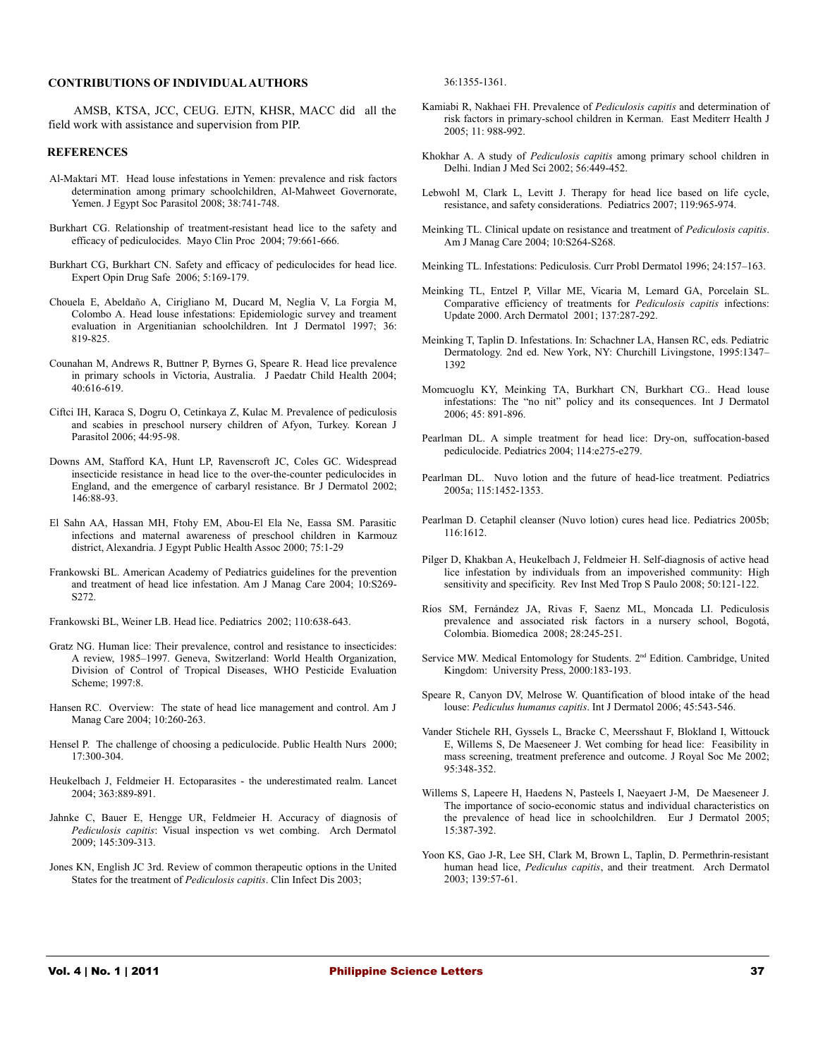### CONTRIBUTIONS OF INDIVIDUAL AUTHORS

AMSB, KTSA, JCC, CEUG. EJTN, KHSR, MACC did all the field work with assistance and supervision from PIP.

### REFERENCES

Al-Maktari MT. Head louse infestations in Yemen: prevalence and risk factors determination among primary schoolchildren, Al-Mahweet Governorate, Yemen. J Egypt Soc Parasitol 2008; 38:741-748.

Burkhart CG. Relationship of treatment-resistant head lice to the safety and efficacy of pediculocides. Mayo Clin Proc 2004; 79:661-666.

Burkhart CG, Burkhart CN. Safety and efficacy of pediculocides for head lice. Expert Opin Drug Safe 2006; 5:169-179.

Chouela E, Abeldaño A, Cirigliano M, Ducard M, Neglia V, La Forgia M, Colombo A. Head louse infestations: Epidemiologic survey and treament evaluation in Argenitianian schoolchildren. Int J Dermatol 1997; 36: 819-825.

Counahan M, Andrews R, Buttner P, Byrnes G, Speare R. Head lice prevalence in primary schools in Victoria, Australia. J Paedatr Child Health 2004; 40:616-619.

Ciftci IH, Karaca S, Dogru O, Cetinkaya Z, Kulac M. Prevalence of pediculosis and scabies in preschool nursery children of Afyon, Turkey. Korean J Parasitol 2006; 44:95-98.

Downs AM, Stafford KA, Hunt LP, Ravenscroft JC, Coles GC. Widespread insecticide resistance in head lice to the over-the-counter pediculocides in England, and the emergence of carbaryl resistance. Br J Dermatol 2002; 146:88-93.

El Sahn AA, Hassan MH, Ftohy EM, Abou-El Ela Ne, Eassa SM. Parasitic infections and maternal awareness of preschool children in Karmouz district, Alexandria. J Egypt Public Health Assoc 2000; 75:1-29

Frankowski BL. American Academy of Pediatrics guidelines for the prevention and treatment of head lice infestation. Am J Manag Care 2004; 10:S269-S272.

Frankowski BL, Weiner LB. Head lice. Pediatrics 2002; 110:638-643.

Gratz NG. Human lice: Their prevalence, control and resistance to insecticides: A review, 1985–1997. Geneva, Switzerland: World Health Organization, Division of Control of Tropical Diseases, WHO Pesticide Evaluation Scheme; 1997:8.

Hansen RC. Overview: The state of head lice management and control. Am J Manag Care 2004; 10:260-263.

Hensel P. The challenge of choosing a pediculocide. Public Health Nurs 2000; 17:300-304.

Heukelbach J, Feldmeier H. Ectoparasites - the underestimated realm. Lancet 2004; 363:889-891.

Jahnke C, Bauer E, Hengge UR, Feldmeier H. Accuracy of diagnosis of *Pediculosis capitis*: Visual inspection vs wet combing. Arch Dermatol 2009; 145:309-313.

Jones KN, English JC 3rd. Review of common therapeutic options in the United States for the treatment of *Pediculosis capitis*. Clin Infect Dis 2003; 36:1355-1361.

Kamiabi R, Nakhaei FH. Prevalence of *Pediculosis capitis* and determination of risk factors in primary-school children in Kerman. East Mediterr Health J 2005; 11: 988-992.

Khokhar A. A study of *Pediculosis capitis* among primary school children in Delhi. Indian J Med Sci 2002; 56:449-452.

Lebwohl M, Clark L, Levitt J. Therapy for head lice based on life cycle, resistance, and safety considerations. Pediatrics 2007; 119:965-974.

Meinking TL. Clinical update on resistance and treatment of *Pediculosis capitis*. Am J Manag Care 2004; 10:S264-S268.

Meinking TL. Infestations: Pediculosis. Curr Probl Dermatol 1996; 24:157–163.

Meinking TL, Entzel P, Villar ME, Vicaria M, Lemard GA, Porcelain SL. Comparative efficiency of treatments for *Pediculosis capitis* infections: Update 2000. Arch Dermatol 2001; 137:287-292.

Meinking T, Taplin D. Infestations. In: Schachner LA, Hansen RC, eds. Pediatric Dermatology. 2nd ed. New York, NY: Churchill Livingstone, 1995:1347–1392

Momcuoglu KY, Meinking TA, Burkhart CN, Burkhart CG.. Head louse infestations: The "no nit" policy and its consequences. Int J Dermatol 2006; 45: 891-896.

Pearlman DL. A simple treatment for head lice: Dry-on, suffocation-based pediculocide. Pediatrics 2004; 114:e275-e279.

Pearlman DL. Nuvo lotion and the future of head-lice treatment. Pediatrics 2005a; 115:1452-1353.

Pearlman D. Cetaphil cleanser (Nuvo lotion) cures head lice. Pediatrics 2005b; 116:1612.

Pilger D, Khakban A, Heukelbach J, Feldmeier H. Self-diagnosis of active head lice infestation by individuals from an impoverished community: High sensitivity and specificity. Rev Inst Med Trop S Paulo 2008; 50:121-122.

Ríos SM, Fernández JA, Rivas F, Saenz ML, Moncada LI. Pediculosis prevalence and associated risk factors in a nursery school, Bogotá, Colombia. Biomedica 2008; 28:245-251.

Service MW. Medical Entomology for Students. 2nd Edition. Cambridge, United Kingdom: University Press, 2000:183-193.

Speare R, Canyon DV, Melrose W. Quantification of blood intake of the head louse: *Pediculus humanus capitis*. Int J Dermatol 2006; 45:543-546.

Vander Stichele RH, Gyssels L, Bracke C, Meersshaut F, Blokland I, Wittouck E, Willems S, De Maeseneer J. Wet combing for head lice: Feasibility in mass screening, treatment preference and outcome. J Royal Soc Me 2002; 95:348-352.

Willems S, Lapeere H, Haedens N, Pasteels I, Naeyaert J-M, De Maeseneer J. The importance of socio-economic status and individual characteristics on the prevalence of head lice in schoolchildren. Eur J Dermatol 2005; 15:387-392.

Yoon KS, Gao J-R, Lee SH, Clark M, Brown L, Taplin, D. Permethrin-resistant human head lice, *Pediculus capitis*, and their treatment. Arch Dermatol 2003; 139:57-61.